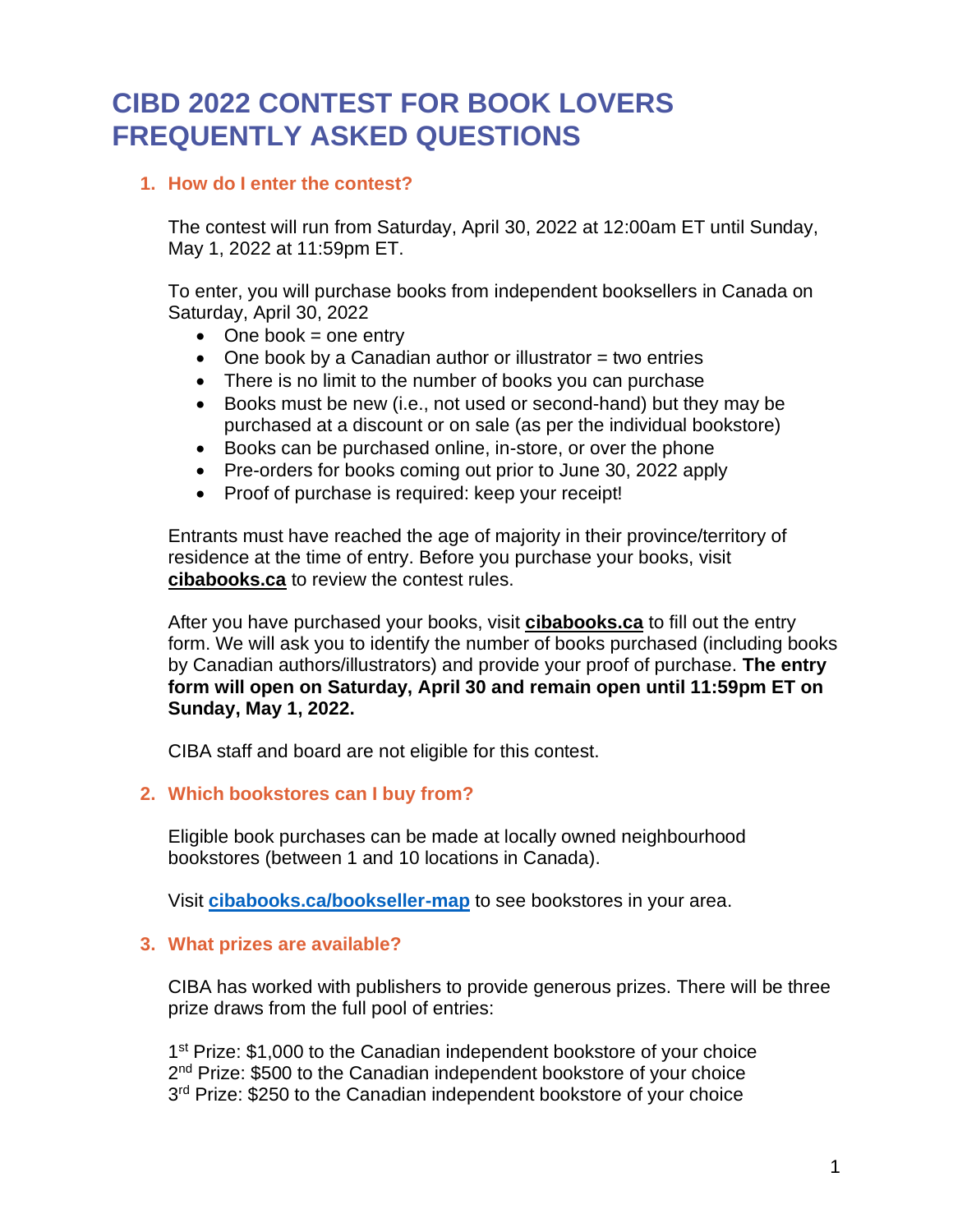# CIBD 2022 CONTEST FOR BOOK LOVERS FREQUENTLY ASKED QUESTIONS

## 1. How do I enter the contest?

The contest will run from Saturday, April 30, 2022 at 12:00am ET until Sunday, May 1, 2022 at 11:59pm ET.

To enter, you will purchase books from independent booksellers in Canada on Saturday, April 30, 2022

- One book = one entry
- One book by a Canadian author or illustrator = two entries
- There is no limit to the number of books you can purchase
- Books must be new (i.e., not used or second-hand) but they may be purchased at a discount or on sale (as per the individual bookstore)
- Books can be purchased online, in-store, or over the phone
- Pre-orders for books coming out prior to June 30, 2022 apply
- Proof of purchase is required: keep your receipt!

Entrants must have reached the age of majority in their province/territory of residence at the time of entry. Before you purchase your books, visit **cibabooks.ca** to review the contest rules.

After you have purchased your books, visit **cibabooks.ca** to fill out the entry form. We will ask you to identify the number of books purchased (including books by Canadian authors/illustrators) and provide your proof of purchase. **The entry form will open on Saturday, April 30 and remain open until 11:59pm ET on Sunday, May 1, 2022.**

CIBA staff and board are not eligible for this contest.

## 2. Which bookstores can I buy from?

Eligible book purchases can be made at locally owned neighbourhood bookstores (between 1 and 10 locations in Canada).

Visit **cibabooks.ca/bookseller-map** to see bookstores in your area.

## 3. What prizes are available?

CIBA has worked with publishers to provide generous prizes. There will be three prize draws from the full pool of entries:

1st Prize: $1,000 to the Canadian independent bookstore of your choice
2nd Prize: $500 to the Canadian independent bookstore of your choice
3rd Prize: $250 to the Canadian independent bookstore of your choice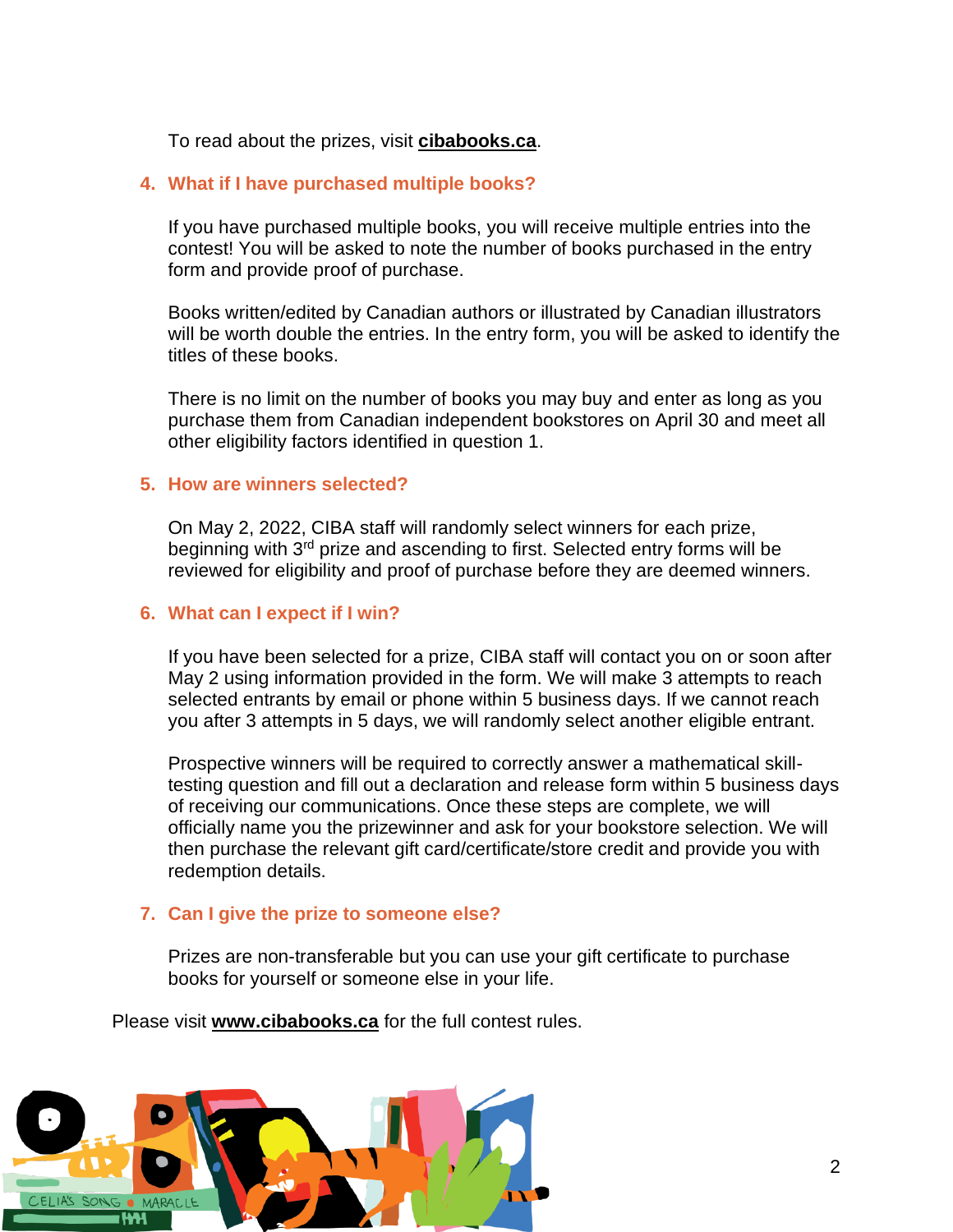To read about the prizes, visit **cibabooks.ca**.

4. **What if I have purchased multiple books?**

   If you have purchased multiple books, you will receive multiple entries into the contest! You will be asked to note the number of books purchased in the entry form and provide proof of purchase.

   Books written/edited by Canadian authors or illustrated by Canadian illustrators will be worth double the entries. In the entry form, you will be asked to identify the titles of these books.

   There is no limit on the number of books you may buy and enter as long as you purchase them from Canadian independent bookstores on April 30 and meet all other eligibility factors identified in question 1.

5. **How are winners selected?**

   On May 2, 2022, CIBA staff will randomly select winners for each prize, beginning with 3rd prize and ascending to first. Selected entry forms will be reviewed for eligibility and proof of purchase before they are deemed winners.

6. **What can I expect if I win?**

   If you have been selected for a prize, CIBA staff will contact you on or soon after May 2 using information provided in the form. We will make 3 attempts to reach selected entrants by email or phone within 5 business days. If we cannot reach you after 3 attempts in 5 days, we will randomly select another eligible entrant.

   Prospective winners will be required to correctly answer a mathematical skill-testing question and fill out a declaration and release form within 5 business days of receiving our communications. Once these steps are complete, we will officially name you the prizewinner and ask for your bookstore selection. We will then purchase the relevant gift card/certificate/store credit and provide you with redemption details.

7. **Can I give the prize to someone else?**

   Prizes are non-transferable but you can use your gift certificate to purchase books for yourself or someone else in your life.

Please visit **www.cibabooks.ca** for the full contest rules.